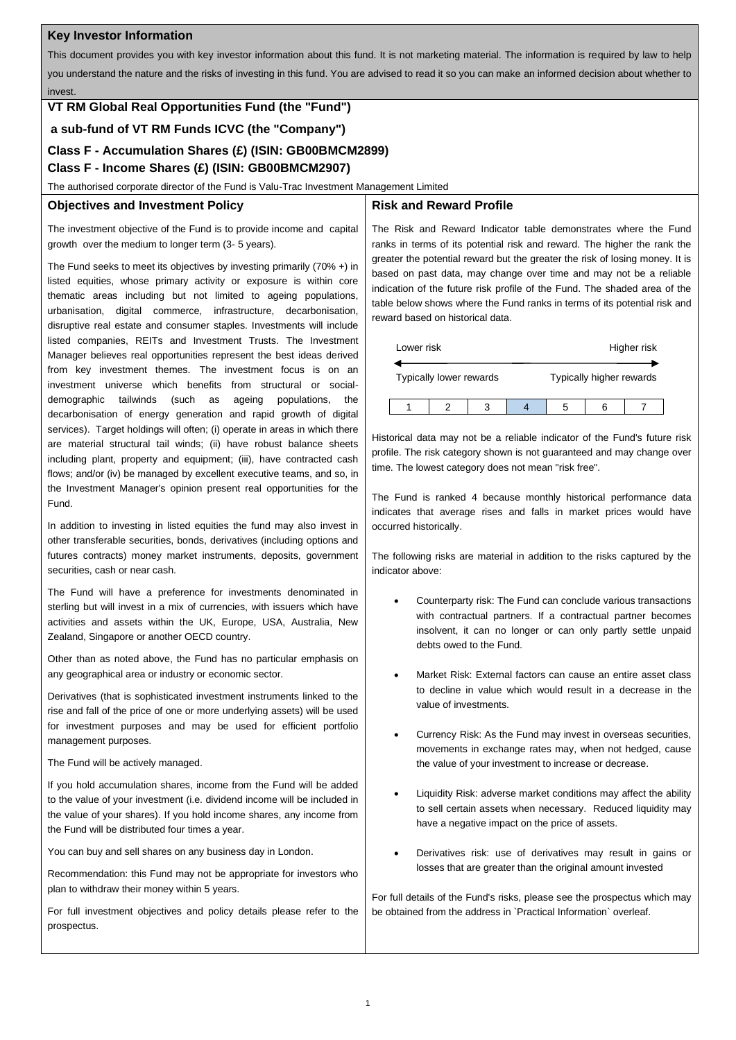## Key Investor Information

This document provides you with key investor information about this fund. It is not marketing material. The information is required by law to help you understand the nature and the risks of investing in this fund. You are advised to read it so you can make an informed decision about whether to invest.

# VT RM Global Real Opportunities Fund (the "Fund")

## a sub-fund of VT RM Funds ICVC (the "Company")

## Class F - Accumulation Shares (£) (ISIN: GB00BMCM2899)

## Class F - Income Shares (£) (ISIN: GB00BMCM2907)

The authorised corporate director of the Fund is Valu-Trac Investment Management Limited

### Objectives and Investment Policy

The investment objective of the Fund is to provide income and capital growth over the medium to longer term (3- 5 years).

The Fund seeks to meet its objectives by investing primarily (70% +) in listed equities, whose primary activity or exposure is within core thematic areas including but not limited to ageing populations, urbanisation, digital commerce, infrastructure, decarbonisation, disruptive real estate and consumer staples. Investments will include listed companies, REITs and Investment Trusts. The Investment Manager believes real opportunities represent the best ideas derived from key investment themes. The investment focus is on an investment universe which benefits from structural or social-demographic tailwinds (such as ageing populations, the decarbonisation of energy generation and rapid growth of digital services). Target holdings will often; (i) operate in areas in which there are material structural tail winds; (ii) have robust balance sheets including plant, property and equipment; (iii), have contracted cash flows; and/or (iv) be managed by excellent executive teams, and so, in the Investment Manager's opinion present real opportunities for the Fund.

In addition to investing in listed equities the fund may also invest in other transferable securities, bonds, derivatives (including options and futures contracts) money market instruments, deposits, government securities, cash or near cash.

The Fund will have a preference for investments denominated in sterling but will invest in a mix of currencies, with issuers which have activities and assets within the UK, Europe, USA, Australia, New Zealand, Singapore or another OECD country.

Other than as noted above, the Fund has no particular emphasis on any geographical area or industry or economic sector.

Derivatives (that is sophisticated investment instruments linked to the rise and fall of the price of one or more underlying assets) will be used for investment purposes and may be used for efficient portfolio management purposes.

The Fund will be actively managed.

If you hold accumulation shares, income from the Fund will be added to the value of your investment (i.e. dividend income will be included in the value of your shares). If you hold income shares, any income from the Fund will be distributed four times a year.

You can buy and sell shares on any business day in London.

Recommendation: this Fund may not be appropriate for investors who plan to withdraw their money within 5 years.

For full investment objectives and policy details please refer to the prospectus.

### Risk and Reward Profile

The Risk and Reward Indicator table demonstrates where the Fund ranks in terms of its potential risk and reward. The higher the rank the greater the potential reward but the greater the risk of losing money. It is based on past data, may change over time and may not be a reliable indication of the future risk profile of the Fund. The shaded area of the table below shows where the Fund ranks in terms of its potential risk and reward based on historical data.

Lower risk — Higher risk

Typically lower rewards — Typically higher rewards

| 1 | 2 | 3 | **4** | 5 | 6 | 7 |
|---|---|---|---|---|---|---|

Historical data may not be a reliable indicator of the Fund's future risk profile. The risk category shown is not guaranteed and may change over time. The lowest category does not mean "risk free".

The Fund is ranked 4 because monthly historical performance data indicates that average rises and falls in market prices would have occurred historically.

The following risks are material in addition to the risks captured by the indicator above:

- Counterparty risk: The Fund can conclude various transactions with contractual partners. If a contractual partner becomes insolvent, it can no longer or can only partly settle unpaid debts owed to the Fund.
- Market Risk: External factors can cause an entire asset class to decline in value which would result in a decrease in the value of investments.
- Currency Risk: As the Fund may invest in overseas securities, movements in exchange rates may, when not hedged, cause the value of your investment to increase or decrease.
- Liquidity Risk: adverse market conditions may affect the ability to sell certain assets when necessary. Reduced liquidity may have a negative impact on the price of assets.
- Derivatives risk: use of derivatives may result in gains or losses that are greater than the original amount invested

For full details of the Fund's risks, please see the prospectus which may be obtained from the address in `Practical Information` overleaf.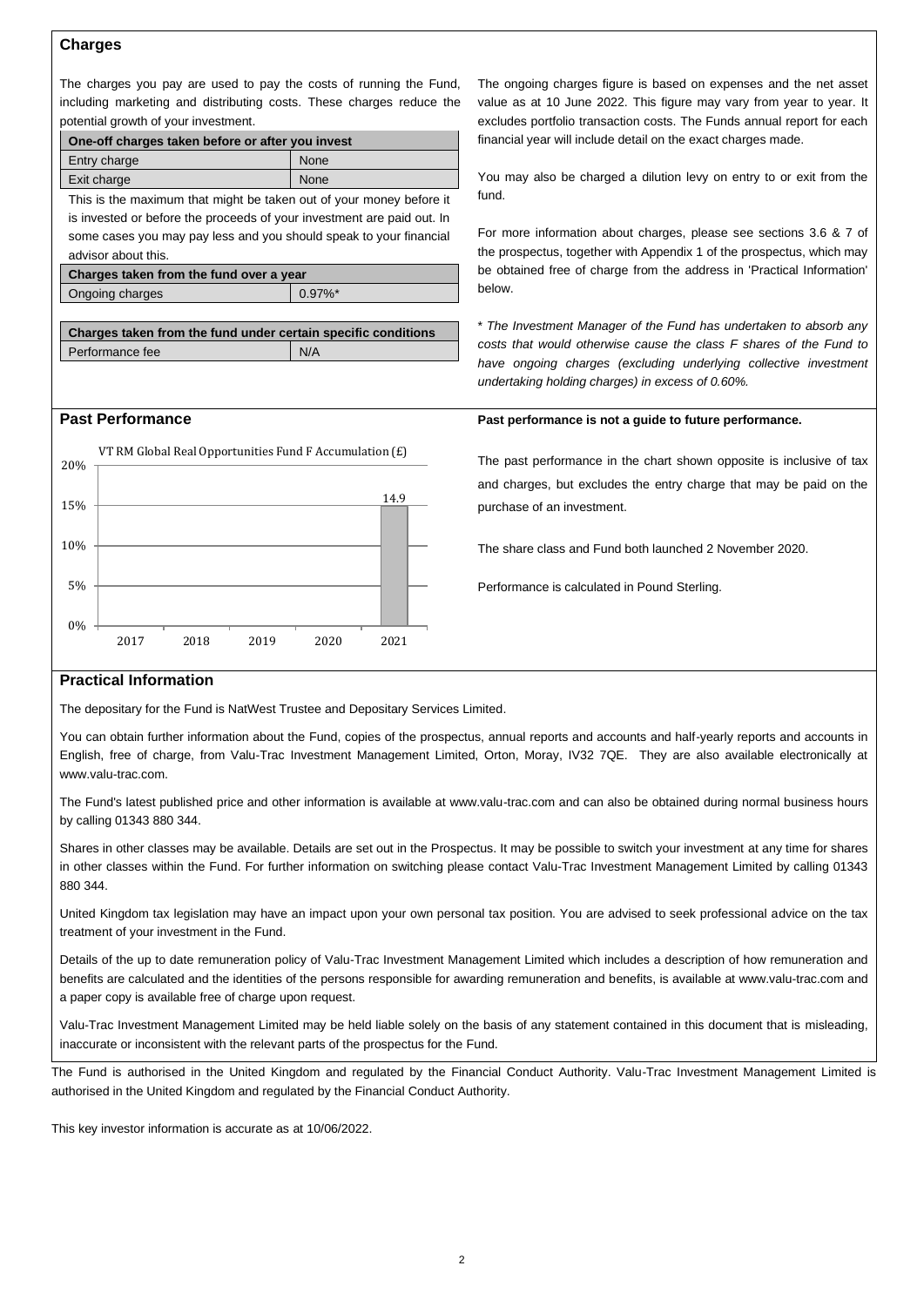## Charges

The charges you pay are used to pay the costs of running the Fund, including marketing and distributing costs. These charges reduce the potential growth of your investment.

| One-off charges taken before or after you invest | |
|---|---|
| Entry charge | None |
| Exit charge | None |

This is the maximum that might be taken out of your money before it is invested or before the proceeds of your investment are paid out. In some cases you may pay less and you should speak to your financial advisor about this.

| Charges taken from the fund over a year | |
|---|---|
| Ongoing charges | 0.97%* |

| Charges taken from the fund under certain specific conditions | |
|---|---|
| Performance fee | N/A |

The ongoing charges figure is based on expenses and the net asset value as at 10 June 2022. This figure may vary from year to year. It excludes portfolio transaction costs. The Funds annual report for each financial year will include detail on the exact charges made.

You may also be charged a dilution levy on entry to or exit from the fund.

For more information about charges, please see sections 3.6 & 7 of the prospectus, together with Appendix 1 of the prospectus, which may be obtained free of charge from the address in 'Practical Information' below.

*\* The Investment Manager of the Fund has undertaken to absorb any costs that would otherwise cause the class F shares of the Fund to have ongoing charges (excluding underlying collective investment undertaking holding charges) in excess of 0.60%.*

## Past Performance

VT RM Global Real Opportunities Fund F Accumulation (£)

20%
15%
10%
5%
0%

14.9

2017 2018 2019 2020 2021

**Past performance is not a guide to future performance.**

The past performance in the chart shown opposite is inclusive of tax and charges, but excludes the entry charge that may be paid on the purchase of an investment.

The share class and Fund both launched 2 November 2020.

Performance is calculated in Pound Sterling.

## Practical Information

The depositary for the Fund is NatWest Trustee and Depositary Services Limited.

You can obtain further information about the Fund, copies of the prospectus, annual reports and accounts and half-yearly reports and accounts in English, free of charge, from Valu-Trac Investment Management Limited, Orton, Moray, IV32 7QE. They are also available electronically at www.valu-trac.com.

The Fund's latest published price and other information is available at www.valu-trac.com and can also be obtained during normal business hours by calling 01343 880 344.

Shares in other classes may be available. Details are set out in the Prospectus. It may be possible to switch your investment at any time for shares in other classes within the Fund. For further information on switching please contact Valu-Trac Investment Management Limited by calling 01343 880 344.

United Kingdom tax legislation may have an impact upon your own personal tax position. You are advised to seek professional advice on the tax treatment of your investment in the Fund.

Details of the up to date remuneration policy of Valu-Trac Investment Management Limited which includes a description of how remuneration and benefits are calculated and the identities of the persons responsible for awarding remuneration and benefits, is available at www.valu-trac.com and a paper copy is available free of charge upon request.

Valu-Trac Investment Management Limited may be held liable solely on the basis of any statement contained in this document that is misleading, inaccurate or inconsistent with the relevant parts of the prospectus for the Fund.

The Fund is authorised in the United Kingdom and regulated by the Financial Conduct Authority. Valu-Trac Investment Management Limited is authorised in the United Kingdom and regulated by the Financial Conduct Authority.

This key investor information is accurate as at 10/06/2022.